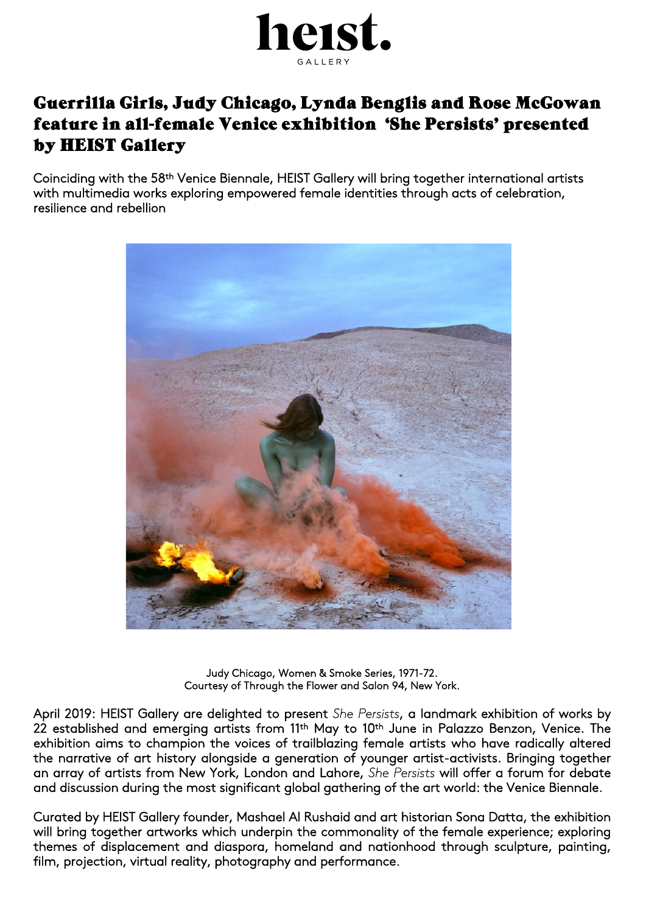# heist.

GALLERY

## Guerrilla Girls, Judy Chicago, Lynda Benglis and Rose McGowan feature in all-female Venice exhibition 'She Persists' presented by HEIST Gallery

Coinciding with the 58th Venice Biennale, HEIST Gallery will bring together international artists with multimedia works exploring empowered female identities through acts of celebration, resilience and rebellion

Judy Chicago, Women & Smoke Series, 1971-72.
Courtesy of Through the Flower and Salon 94, New York.

April 2019: HEIST Gallery are delighted to present *She Persists*, a landmark exhibition of works by 22 established and emerging artists from 11th May to 10th June in Palazzo Benzon, Venice. The exhibition aims to champion the voices of trailblazing female artists who have radically altered the narrative of art history alongside a generation of younger artist-activists. Bringing together an array of artists from New York, London and Lahore, *She Persists* will offer a forum for debate and discussion during the most significant global gathering of the art world: the Venice Biennale.

Curated by HEIST Gallery founder, Mashael Al Rushaid and art historian Sona Datta, the exhibition will bring together artworks which underpin the commonality of the female experience; exploring themes of displacement and diaspora, homeland and nationhood through sculpture, painting, film, projection, virtual reality, photography and performance.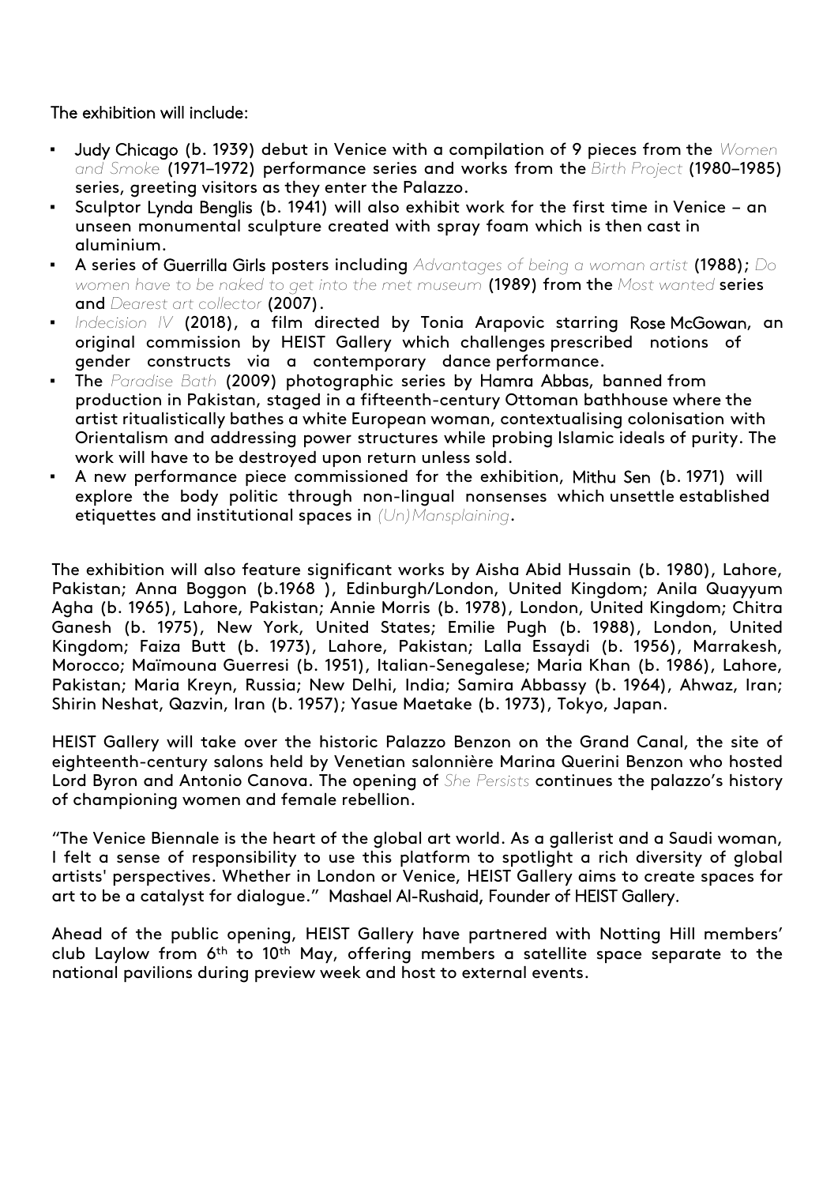The exhibition will include:

- Judy Chicago (b. 1939) debut in Venice with a compilation of 9 pieces from the *Women and Smoke* (1971–1972) performance series and works from the *Birth Project* (1980–1985) series, greeting visitors as they enter the Palazzo.
- Sculptor Lynda Benglis (b. 1941) will also exhibit work for the first time in Venice – an unseen monumental sculpture created with spray foam which is then cast in aluminium.
- A series of Guerrilla Girls posters including *Advantages of being a woman artist* (1988); *Do women have to be naked to get into the met museum* (1989) from the *Most wanted* series and *Dearest art collector* (2007).
- *Indecision IV* (2018), a film directed by Tonia Arapovic starring Rose McGowan, an original commission by HEIST Gallery which challenges prescribed notions of gender constructs via a contemporary dance performance.
- The *Paradise Bath* (2009) photographic series by Hamra Abbas, banned from production in Pakistan, staged in a fifteenth-century Ottoman bathhouse where the artist ritualistically bathes a white European woman, contextualising colonisation with Orientalism and addressing power structures while probing Islamic ideals of purity. The work will have to be destroyed upon return unless sold.
- A new performance piece commissioned for the exhibition, Mithu Sen (b. 1971) will explore the body politic through non-lingual nonsenses which unsettle established etiquettes and institutional spaces in *(Un)Mansplaining*.

The exhibition will also feature significant works by Aisha Abid Hussain (b. 1980), Lahore, Pakistan; Anna Boggon (b.1968 ), Edinburgh/London, United Kingdom; Anila Quayyum Agha (b. 1965), Lahore, Pakistan; Annie Morris (b. 1978), London, United Kingdom; Chitra Ganesh (b. 1975), New York, United States; Emilie Pugh (b. 1988), London, United Kingdom; Faiza Butt (b. 1973), Lahore, Pakistan; Lalla Essaydi (b. 1956), Marrakesh, Morocco; Maïmouna Guerresi (b. 1951), Italian-Senegalese; Maria Khan (b. 1986), Lahore, Pakistan; Maria Kreyn, Russia; New Delhi, India; Samira Abbassy (b. 1964), Ahwaz, Iran; Shirin Neshat, Qazvin, Iran (b. 1957); Yasue Maetake (b. 1973), Tokyo, Japan.

HEIST Gallery will take over the historic Palazzo Benzon on the Grand Canal, the site of eighteenth-century salons held by Venetian salonnière Marina Querini Benzon who hosted Lord Byron and Antonio Canova. The opening of *She Persists* continues the palazzo's history of championing women and female rebellion.

"The Venice Biennale is the heart of the global art world. As a gallerist and a Saudi woman, I felt a sense of responsibility to use this platform to spotlight a rich diversity of global artists' perspectives. Whether in London or Venice, HEIST Gallery aims to create spaces for art to be a catalyst for dialogue." Mashael Al-Rushaid, Founder of HEIST Gallery.

Ahead of the public opening, HEIST Gallery have partnered with Notting Hill members' club Laylow from 6th to 10th May, offering members a satellite space separate to the national pavilions during preview week and host to external events.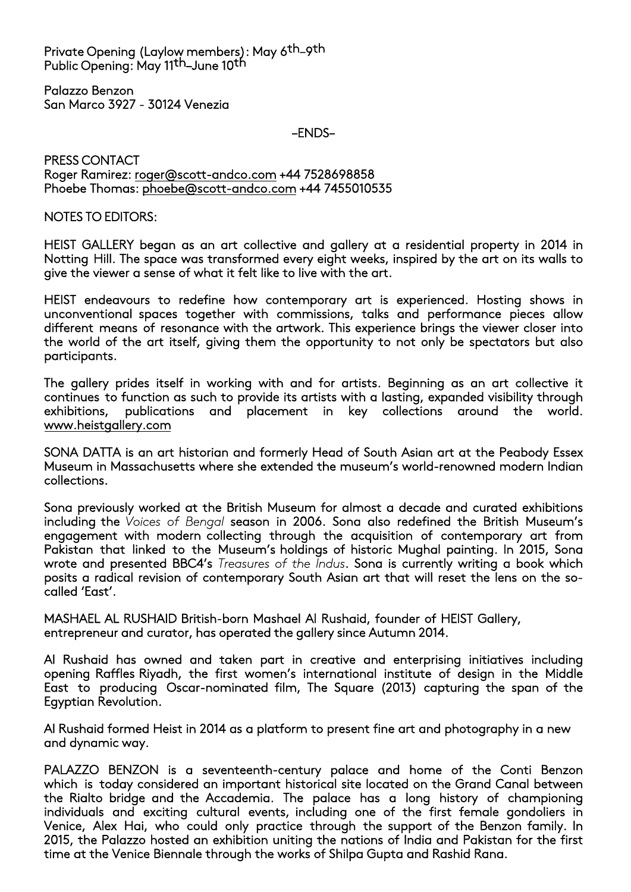Private Opening (Laylow members): May 6th–9th
Public Opening: May 11th–June 10th

Palazzo Benzon
San Marco 3927 - 30124 Venezia

–ENDS–

PRESS CONTACT
Roger Ramirez: roger@scott-andco.com +44 7528698858
Phoebe Thomas: phoebe@scott-andco.com +44 7455010535

NOTES TO EDITORS:

HEIST GALLERY began as an art collective and gallery at a residential property in 2014 in Notting Hill. The space was transformed every eight weeks, inspired by the art on its walls to give the viewer a sense of what it felt like to live with the art.

HEIST endeavours to redefine how contemporary art is experienced. Hosting shows in unconventional spaces together with commissions, talks and performance pieces allow different means of resonance with the artwork. This experience brings the viewer closer into the world of the art itself, giving them the opportunity to not only be spectators but also participants.

The gallery prides itself in working with and for artists. Beginning as an art collective it continues to function as such to provide its artists with a lasting, expanded visibility through exhibitions, publications and placement in key collections around the world. www.heistgallery.com

SONA DATTA is an art historian and formerly Head of South Asian art at the Peabody Essex Museum in Massachusetts where she extended the museum's world-renowned modern Indian collections.

Sona previously worked at the British Museum for almost a decade and curated exhibitions including the *Voices of Bengal* season in 2006. Sona also redefined the British Museum's engagement with modern collecting through the acquisition of contemporary art from Pakistan that linked to the Museum's holdings of historic Mughal painting. In 2015, Sona wrote and presented BBC4's *Treasures of the Indus*. Sona is currently writing a book which posits a radical revision of contemporary South Asian art that will reset the lens on the so-called 'East'.

MASHAEL AL RUSHAID British-born Mashael Al Rushaid, founder of HEIST Gallery, entrepreneur and curator, has operated the gallery since Autumn 2014.

Al Rushaid has owned and taken part in creative and enterprising initiatives including opening Raffles Riyadh, the first women's international institute of design in the Middle East to producing Oscar-nominated film, The Square (2013) capturing the span of the Egyptian Revolution.

Al Rushaid formed Heist in 2014 as a platform to present fine art and photography in a new and dynamic way.

PALAZZO BENZON is a seventeenth-century palace and home of the Conti Benzon which is today considered an important historical site located on the Grand Canal between the Rialto bridge and the Accademia. The palace has a long history of championing individuals and exciting cultural events, including one of the first female gondoliers in Venice, Alex Hai, who could only practice through the support of the Benzon family. In 2015, the Palazzo hosted an exhibition uniting the nations of India and Pakistan for the first time at the Venice Biennale through the works of Shilpa Gupta and Rashid Rana.